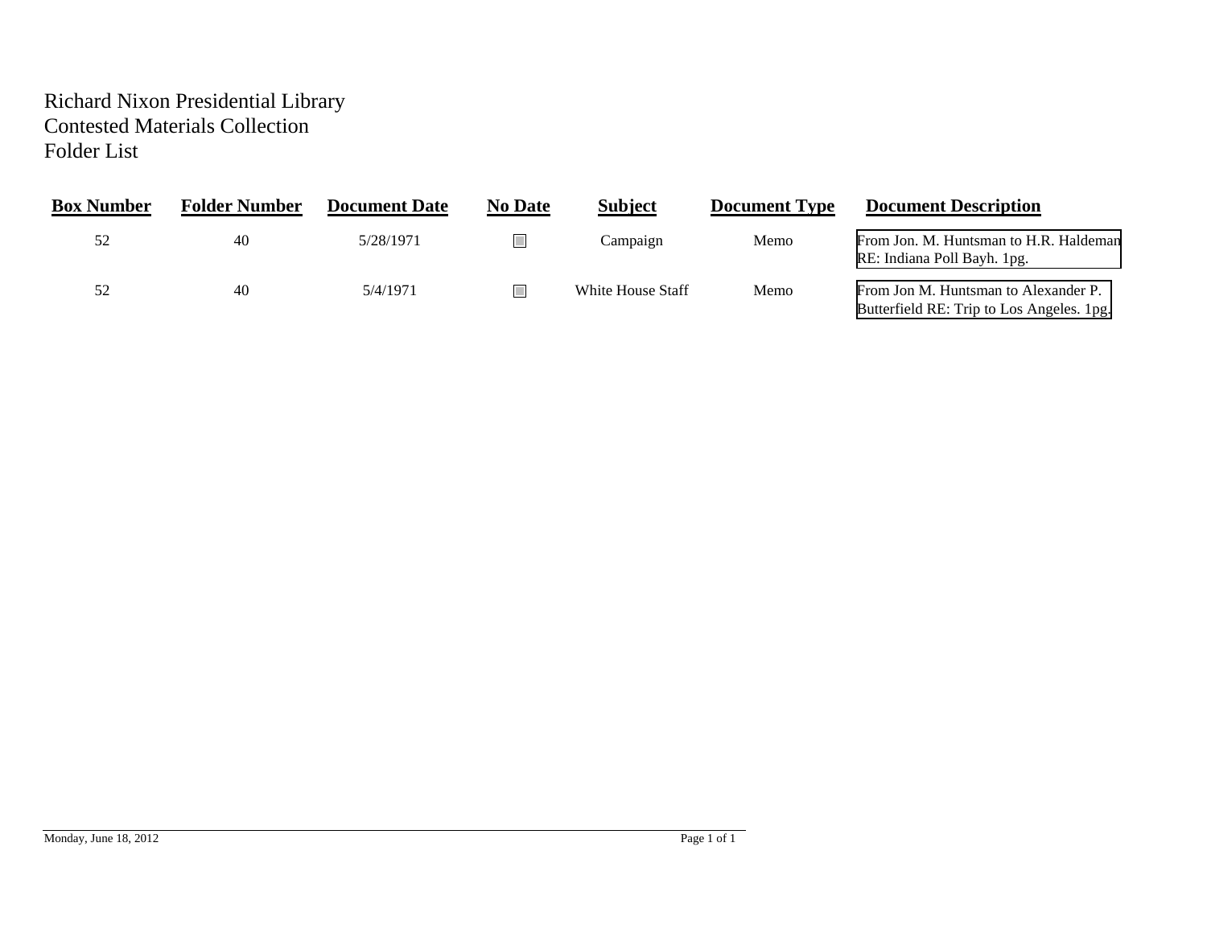Richard Nixon Presidential Library
Contested Materials Collection
Folder List

| Box Number | Folder Number | Document Date | No Date | Subject | Document Type | Document Description |
|---|---|---|---|---|---|---|
| 52 | 40 | 5/28/1971 | ☐ | Campaign | Memo | From Jon. M. Huntsman to H.R. Haldeman RE: Indiana Poll Bayh. 1pg. |
| 52 | 40 | 5/4/1971 | ☐ | White House Staff | Memo | From Jon M. Huntsman to Alexander P. Butterfield RE: Trip to Los Angeles. 1pg. |

Monday, June 18, 2012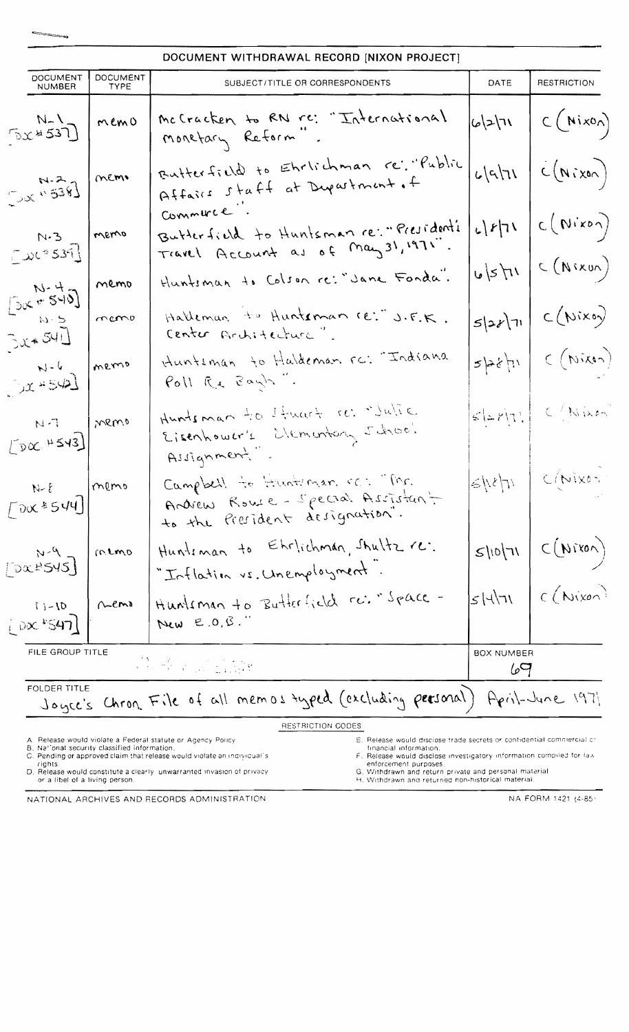# DOCUMENT WITHDRAWAL RECORD [NIXON PROJECT]

| DOCUMENT NUMBER | DOCUMENT TYPE | SUBJECT/TITLE OR CORRESPONDENTS | DATE | RESTRICTION |
|---|---|---|---|---|
| N-1 [Doc #537] | memo | McCracken to RN re: "International Monetary Reform". | 6/2/71 | C (Nixon) |
| N-2 [Doc #538] | memo | Butterfield to Ehrlichman re: "Public Affairs Staff at Department of Commerce". | 6/9/71 | C (Nixon) |
| N-3 [Doc #539] | memo | Butterfield to Huntsman re: "President's Travel Account as of May 31, 1971". | 6/8/71 | C (Nixon) |
| N-4 [Doc #540] | memo | Huntsman to Colson re: "Jane Fonda". | 6/5/71 | C (Nixon) |
| N-5 [Doc #541] | memo | Haldeman to Huntsman re: "J.F.K. Center Architecture". | 5/28/71 | C (Nixon) |
| N-6 [Doc #542] | memo | Huntsman to Haldeman re: "Indiana Poll Re Bayh". | 5/28/71 | C (Nixon) |
| N-7 [Doc #543] | memo | Huntsman to Stuart re: "Julie Eisenhower's Elementary School Assignment". | 5/27/71 | C (Nixon) |
| N-8 [Doc #544] | memo | Campbell to Huntsman re: "Mr. Andrew Rouse - Special Assistant to the President designation". | 5/12/71 | C (Nixon) |
| N-9 [Doc #545] | memo | Huntsman to Ehrlichman, Shultz re: "Inflation vs. Unemployment". | 5/10/71 | C (Nixon) |
| N-10 [Doc #547] | memo | Huntsman to Butterfield re: "Space - New E.O.B." | 5/4/71 | C (Nixon) |

**FILE GROUP TITLE**

**BOX NUMBER** 69

**FOLDER TITLE** Joyce's Chron File of all memos typed (excluding personal) April-June 1971

**RESTRICTION CODES**

A. Release would violate a Federal statute or Agency Policy.
B. National security classified information.
C. Pending or approved claim that release would violate an individual's rights.
D. Release would constitute a clearly unwarranted invasion of privacy or a libel of a living person.
E. Release would disclose trade secrets or confidential commercial or financial information.
F. Release would disclose investigatory information compiled for law enforcement purposes.
G. Withdrawn and return private and personal material.
H. Withdrawn and returned non-historical material.

NATIONAL ARCHIVES AND RECORDS ADMINISTRATION

NA FORM 1421 (4-85)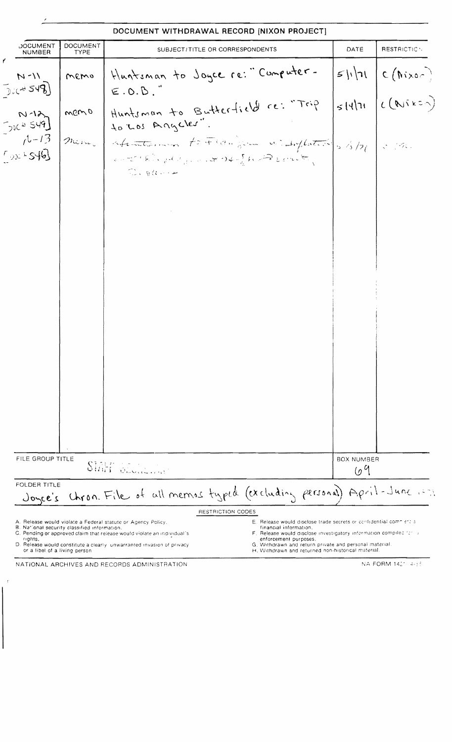## DOCUMENT WITHDRAWAL RECORD [NIXON PROJECT]

| DOCUMENT NUMBER | DOCUMENT TYPE | SUBJECT/TITLE OR CORRESPONDENTS | DATE | RESTRICTION |
|---|---|---|---|---|
| N-11 [Doc# 548] | memo | Huntsman to Joyce re: "Computer-E.O.B." | 5/1/71 | C (Nixon) |
| N-12 [Doc# 549] | memo | Huntsman to Butterfield re: "Trip to Los Angeles". | 5/4/71 | C (Nixon) |
| N-13 [Doc# 546] | memo | Huntsman to Flanigan re: Inflation ... | 5/3/71 | C (Nixon) |

| FILE GROUP TITLE | BOX NUMBER |
|---|---|
| STAFF SECRETARY | 69 |

FOLDER TITLE
Joyce's Chron. File of all memos typed (excluding personal) April-June 1971

### RESTRICTION CODES

A. Release would violate a Federal statute or Agency Policy.
B. National security classified information.
C. Pending or approved claim that release would violate an individual's rights.
D. Release would constitute a clearly unwarranted invasion of privacy or a libel of a living person.
E. Release would disclose trade secrets or confidential commercial or financial information.
F. Release would disclose investigatory information compiled for law enforcement purposes.
G. Withdrawn and return private and personal material.
H. Withdrawn and returned non-historical material.

NATIONAL ARCHIVES AND RECORDS ADMINISTRATION

NA FORM 1421 (4-85)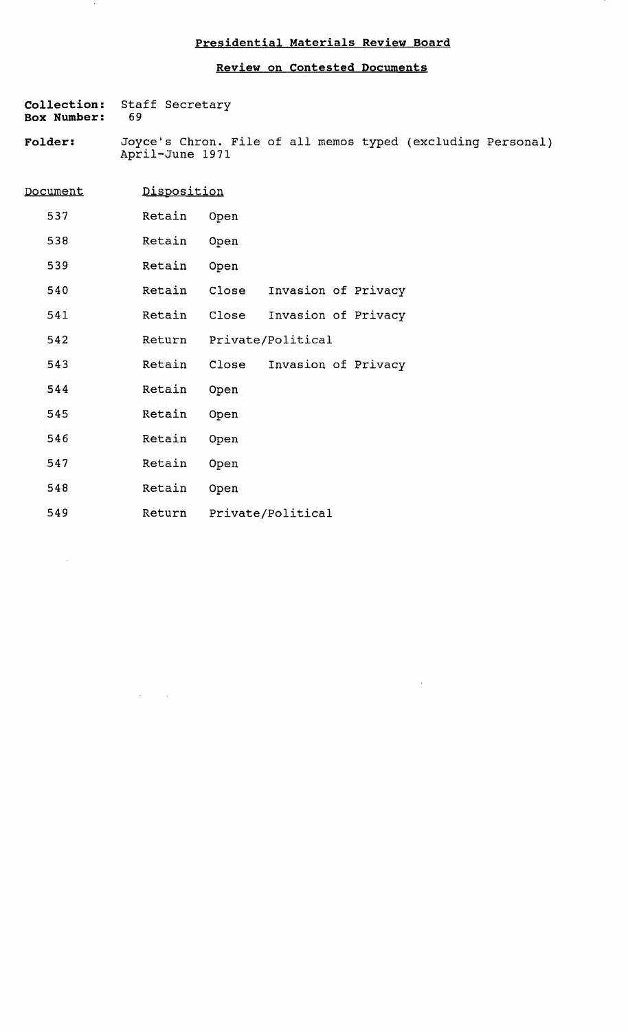# Presidential Materials Review Board

## Review on Contested Documents

**Collection:** Staff Secretary
**Box Number:** 69

**Folder:** Joyce's Chron. File of all memos typed (excluding Personal) April-June 1971

| Document | Disposition | | |
|---|---|---|---|
| 537 | Retain | Open | |
| 538 | Retain | Open | |
| 539 | Retain | Open | |
| 540 | Retain | Close | Invasion of Privacy |
| 541 | Retain | Close | Invasion of Privacy |
| 542 | Return | Private/Political | |
| 543 | Retain | Close | Invasion of Privacy |
| 544 | Retain | Open | |
| 545 | Retain | Open | |
| 546 | Retain | Open | |
| 547 | Retain | Open | |
| 548 | Retain | Open | |
| 549 | Return | Private/Political | |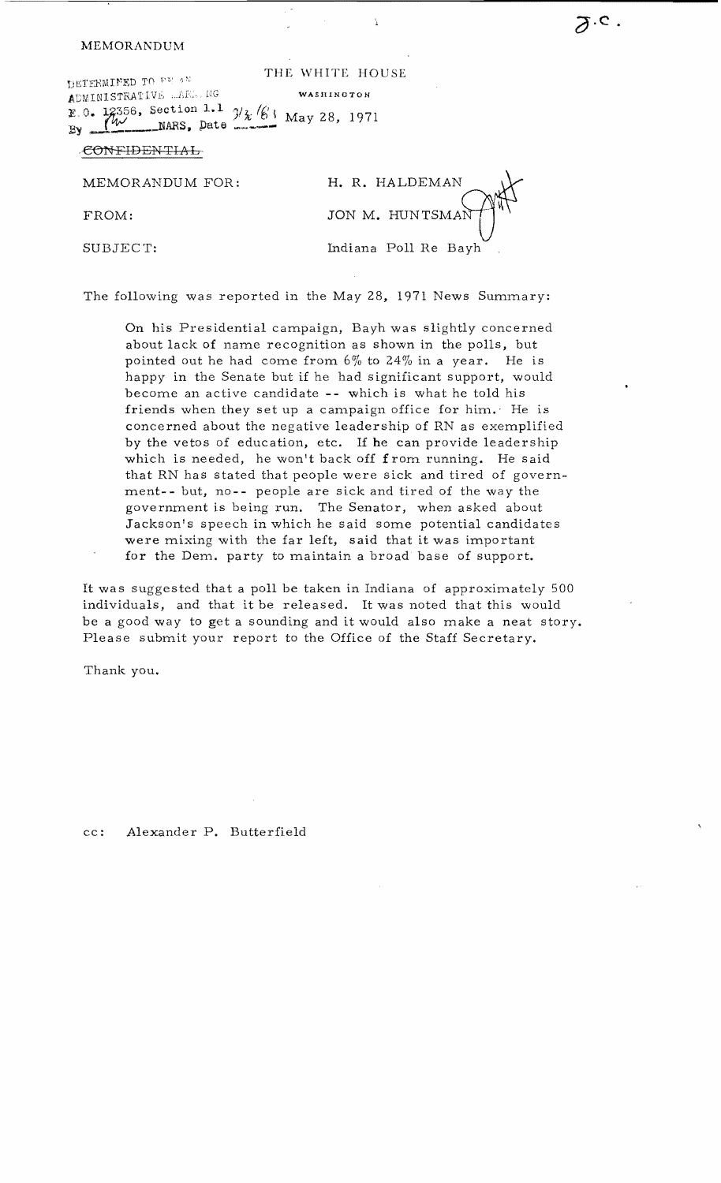MEMORANDUM

DETERMINED TO BE AN ADMINISTRATIVE MARKING
E.O. 12356, Section 1.1
By ___ NARS, Date ___

THE WHITE HOUSE

WASHINGTON

May 28, 1971

~~CONFIDENTIAL~~

MEMORANDUM FOR: H. R. HALDEMAN

FROM: JON M. HUNTSMAN

SUBJECT: Indiana Poll Re Bayh

The following was reported in the May 28, 1971 News Summary:

> On his Presidential campaign, Bayh was slightly concerned about lack of name recognition as shown in the polls, but pointed out he had come from 6% to 24% in a year. He is happy in the Senate but if he had significant support, would become an active candidate -- which is what he told his friends when they set up a campaign office for him. He is concerned about the negative leadership of RN as exemplified by the vetos of education, etc. If he can provide leadership which is needed, he won't back off from running. He said that RN has stated that people were sick and tired of government-- but, no-- people are sick and tired of the way the government is being run. The Senator, when asked about Jackson's speech in which he said some potential candidates were mixing with the far left, said that it was important for the Dem. party to maintain a broad base of support.

It was suggested that a poll be taken in Indiana of approximately 500 individuals, and that it be released. It was noted that this would be a good way to get a sounding and it would also make a neat story. Please submit your report to the Office of the Staff Secretary.

Thank you.

cc: Alexander P. Butterfield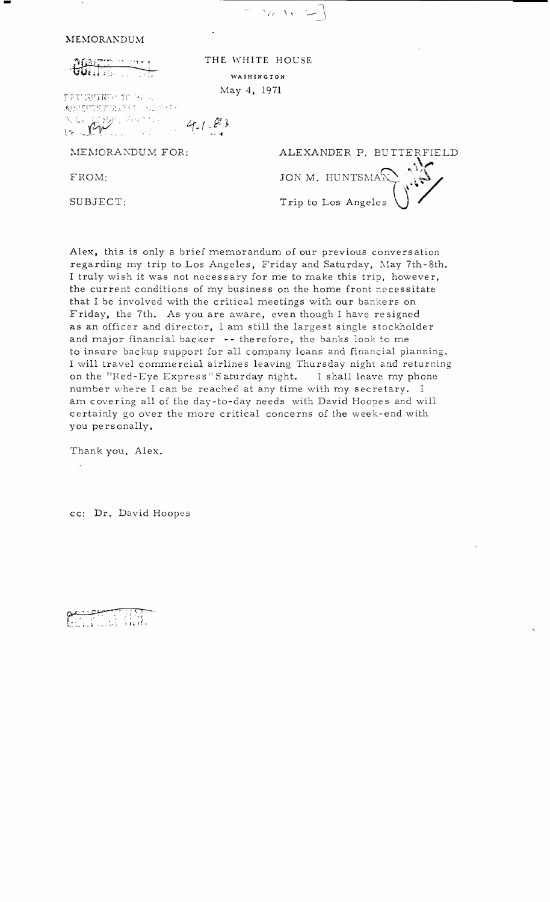MEMORANDUM

THE WHITE HOUSE

WASHINGTON

May 4, 1971

MEMORANDUM FOR: ALEXANDER P. BUTTERFIELD

FROM: JON M. HUNTSMAN

SUBJECT: Trip to Los Angeles

Alex, this is only a brief memorandum of our previous conversation regarding my trip to Los Angeles, Friday and Saturday, May 7th-8th. I truly wish it was not necessary for me to make this trip, however, the current conditions of my business on the home front necessitate that I be involved with the critical meetings with our bankers on Friday, the 7th. As you are aware, even though I have resigned as an officer and director, I am still the largest single stockholder and major financial backer -- therefore, the banks look to me to insure backup support for all company loans and financial planning. I will travel commercial airlines leaving Thursday night and returning on the "Red-Eye Express" Saturday night. I shall leave my phone number where I can be reached at any time with my secretary. I am covering all of the day-to-day needs with David Hoopes and will certainly go over the more critical concerns of the week-end with you personally.

Thank you, Alex.

cc: Dr. David Hoopes